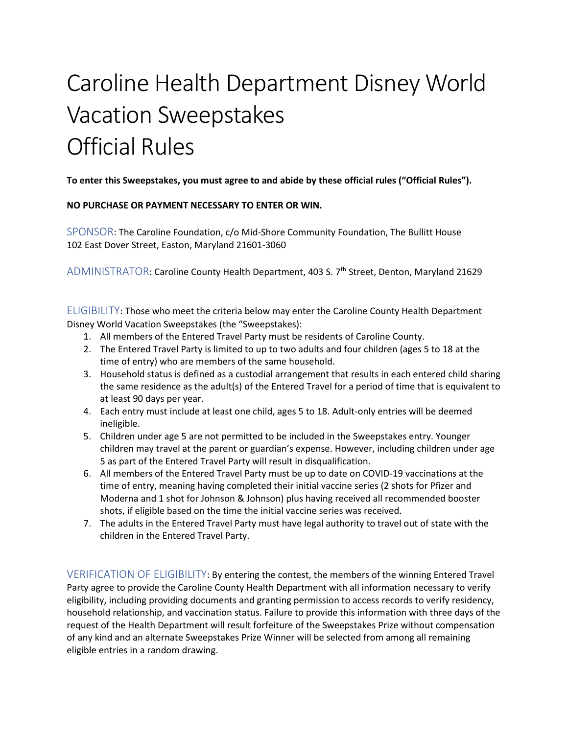# Caroline Health Department Disney World Vacation Sweepstakes Official Rules

**To enter this Sweepstakes, you must agree to and abide by these official rules ("Official Rules").**

**NO PURCHASE OR PAYMENT NECESSARY TO ENTER OR WIN.**

SPONSOR: The Caroline Foundation, c/o Mid-Shore Community Foundation, The Bullitt House 102 East Dover Street, Easton, Maryland 21601-3060

ADMINISTRATOR: Caroline County Health Department, 403 S. 7th Street, Denton, Maryland 21629

ELIGIBILITY: Those who meet the criteria below may enter the Caroline County Health Department Disney World Vacation Sweepstakes (the "Sweepstakes):

1. All members of the Entered Travel Party must be residents of Caroline County.
2. The Entered Travel Party is limited to up to two adults and four children (ages 5 to 18 at the time of entry) who are members of the same household.
3. Household status is defined as a custodial arrangement that results in each entered child sharing the same residence as the adult(s) of the Entered Travel for a period of time that is equivalent to at least 90 days per year.
4. Each entry must include at least one child, ages 5 to 18. Adult-only entries will be deemed ineligible.
5. Children under age 5 are not permitted to be included in the Sweepstakes entry. Younger children may travel at the parent or guardian's expense. However, including children under age 5 as part of the Entered Travel Party will result in disqualification.
6. All members of the Entered Travel Party must be up to date on COVID-19 vaccinations at the time of entry, meaning having completed their initial vaccine series (2 shots for Pfizer and Moderna and 1 shot for Johnson & Johnson) plus having received all recommended booster shots, if eligible based on the time the initial vaccine series was received.
7. The adults in the Entered Travel Party must have legal authority to travel out of state with the children in the Entered Travel Party.

VERIFICATION OF ELIGIBILITY: By entering the contest, the members of the winning Entered Travel Party agree to provide the Caroline County Health Department with all information necessary to verify eligibility, including providing documents and granting permission to access records to verify residency, household relationship, and vaccination status. Failure to provide this information with three days of the request of the Health Department will result forfeiture of the Sweepstakes Prize without compensation of any kind and an alternate Sweepstakes Prize Winner will be selected from among all remaining eligible entries in a random drawing.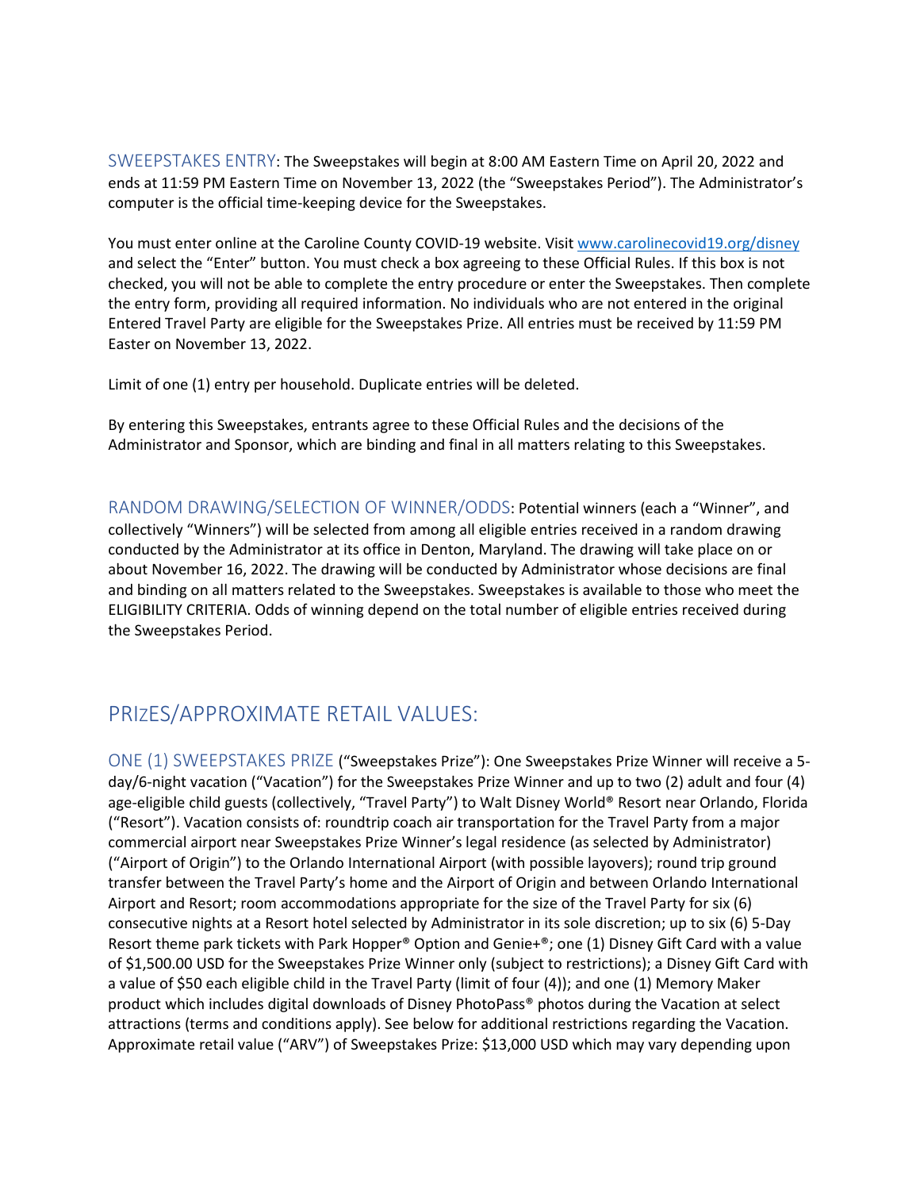SWEEPSTAKES ENTRY: The Sweepstakes will begin at 8:00 AM Eastern Time on April 20, 2022 and ends at 11:59 PM Eastern Time on November 13, 2022 (the "Sweepstakes Period"). The Administrator's computer is the official time-keeping device for the Sweepstakes.

You must enter online at the Caroline County COVID-19 website. Visit www.carolinecovid19.org/disney and select the "Enter" button. You must check a box agreeing to these Official Rules. If this box is not checked, you will not be able to complete the entry procedure or enter the Sweepstakes. Then complete the entry form, providing all required information. No individuals who are not entered in the original Entered Travel Party are eligible for the Sweepstakes Prize. All entries must be received by 11:59 PM Easter on November 13, 2022.

Limit of one (1) entry per household. Duplicate entries will be deleted.

By entering this Sweepstakes, entrants agree to these Official Rules and the decisions of the Administrator and Sponsor, which are binding and final in all matters relating to this Sweepstakes.

RANDOM DRAWING/SELECTION OF WINNER/ODDS: Potential winners (each a "Winner", and collectively "Winners") will be selected from among all eligible entries received in a random drawing conducted by the Administrator at its office in Denton, Maryland. The drawing will take place on or about November 16, 2022. The drawing will be conducted by Administrator whose decisions are final and binding on all matters related to the Sweepstakes. Sweepstakes is available to those who meet the ELIGIBILITY CRITERIA. Odds of winning depend on the total number of eligible entries received during the Sweepstakes Period.

## PRIzES/APPROXIMATE RETAIL VALUES:

ONE (1) SWEEPSTAKES PRIZE ("Sweepstakes Prize"): One Sweepstakes Prize Winner will receive a 5-day/6-night vacation ("Vacation") for the Sweepstakes Prize Winner and up to two (2) adult and four (4) age-eligible child guests (collectively, "Travel Party") to Walt Disney World® Resort near Orlando, Florida ("Resort"). Vacation consists of: roundtrip coach air transportation for the Travel Party from a major commercial airport near Sweepstakes Prize Winner's legal residence (as selected by Administrator) ("Airport of Origin") to the Orlando International Airport (with possible layovers); round trip ground transfer between the Travel Party's home and the Airport of Origin and between Orlando International Airport and Resort; room accommodations appropriate for the size of the Travel Party for six (6) consecutive nights at a Resort hotel selected by Administrator in its sole discretion; up to six (6) 5-Day Resort theme park tickets with Park Hopper® Option and Genie+®; one (1) Disney Gift Card with a value of $1,500.00 USD for the Sweepstakes Prize Winner only (subject to restrictions); a Disney Gift Card with a value of $50 each eligible child in the Travel Party (limit of four (4)); and one (1) Memory Maker product which includes digital downloads of Disney PhotoPass® photos during the Vacation at select attractions (terms and conditions apply). See below for additional restrictions regarding the Vacation. Approximate retail value ("ARV") of Sweepstakes Prize: $13,000 USD which may vary depending upon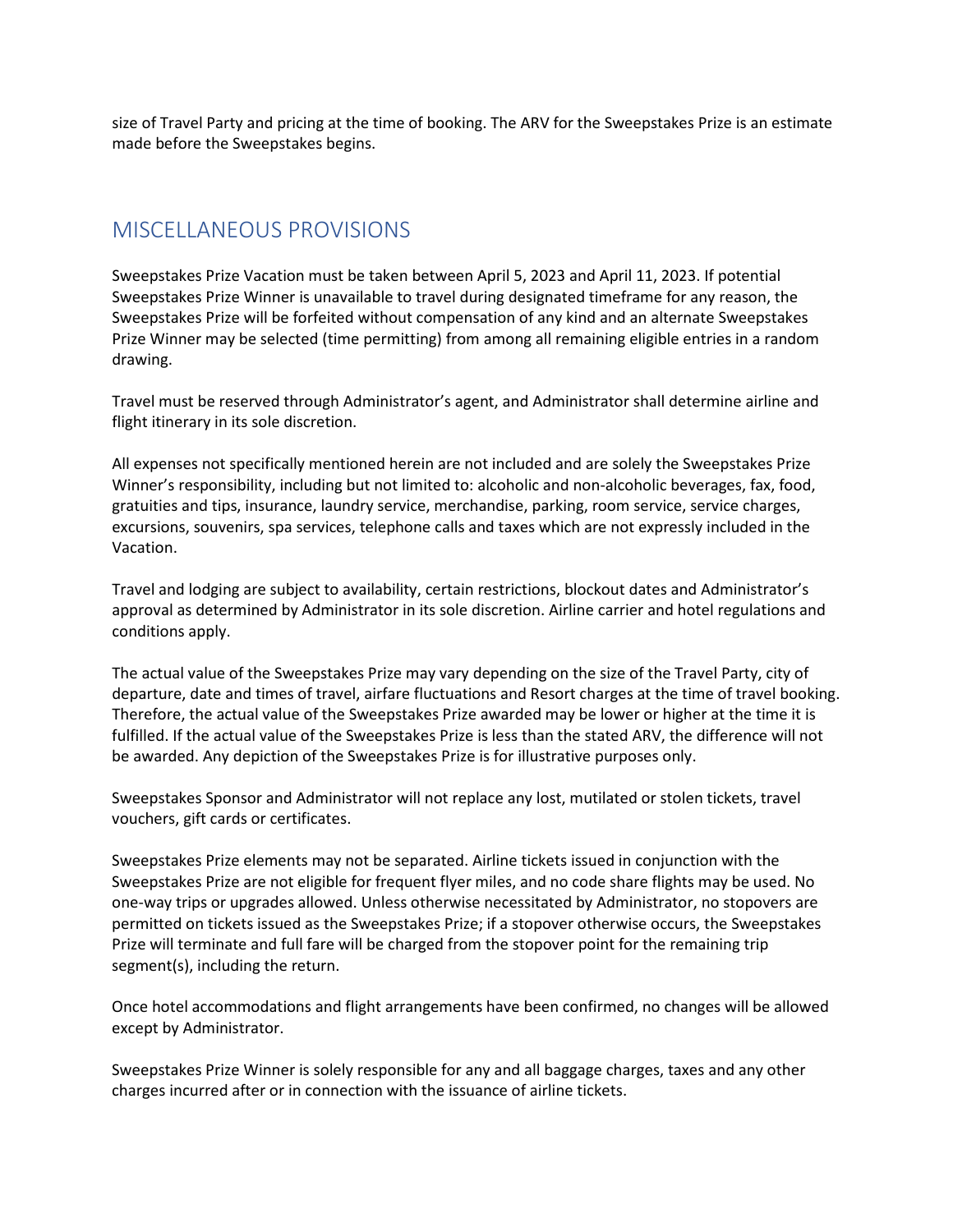size of Travel Party and pricing at the time of booking. The ARV for the Sweepstakes Prize is an estimate made before the Sweepstakes begins.

## MISCELLANEOUS PROVISIONS

Sweepstakes Prize Vacation must be taken between April 5, 2023 and April 11, 2023. If potential Sweepstakes Prize Winner is unavailable to travel during designated timeframe for any reason, the Sweepstakes Prize will be forfeited without compensation of any kind and an alternate Sweepstakes Prize Winner may be selected (time permitting) from among all remaining eligible entries in a random drawing.

Travel must be reserved through Administrator's agent, and Administrator shall determine airline and flight itinerary in its sole discretion.

All expenses not specifically mentioned herein are not included and are solely the Sweepstakes Prize Winner's responsibility, including but not limited to: alcoholic and non-alcoholic beverages, fax, food, gratuities and tips, insurance, laundry service, merchandise, parking, room service, service charges, excursions, souvenirs, spa services, telephone calls and taxes which are not expressly included in the Vacation.

Travel and lodging are subject to availability, certain restrictions, blockout dates and Administrator's approval as determined by Administrator in its sole discretion. Airline carrier and hotel regulations and conditions apply.

The actual value of the Sweepstakes Prize may vary depending on the size of the Travel Party, city of departure, date and times of travel, airfare fluctuations and Resort charges at the time of travel booking. Therefore, the actual value of the Sweepstakes Prize awarded may be lower or higher at the time it is fulfilled. If the actual value of the Sweepstakes Prize is less than the stated ARV, the difference will not be awarded. Any depiction of the Sweepstakes Prize is for illustrative purposes only.

Sweepstakes Sponsor and Administrator will not replace any lost, mutilated or stolen tickets, travel vouchers, gift cards or certificates.

Sweepstakes Prize elements may not be separated. Airline tickets issued in conjunction with the Sweepstakes Prize are not eligible for frequent flyer miles, and no code share flights may be used. No one-way trips or upgrades allowed. Unless otherwise necessitated by Administrator, no stopovers are permitted on tickets issued as the Sweepstakes Prize; if a stopover otherwise occurs, the Sweepstakes Prize will terminate and full fare will be charged from the stopover point for the remaining trip segment(s), including the return.

Once hotel accommodations and flight arrangements have been confirmed, no changes will be allowed except by Administrator.

Sweepstakes Prize Winner is solely responsible for any and all baggage charges, taxes and any other charges incurred after or in connection with the issuance of airline tickets.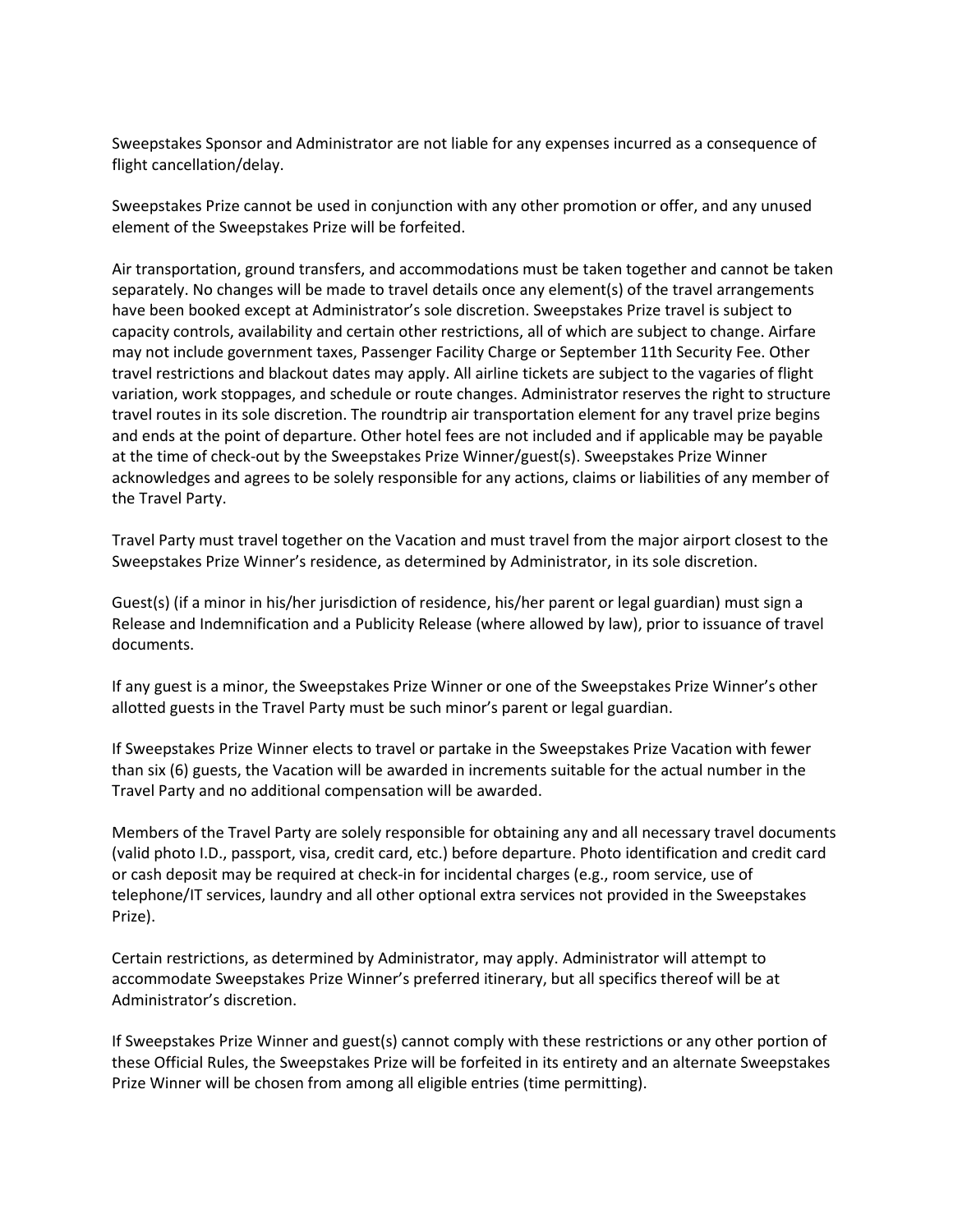Sweepstakes Sponsor and Administrator are not liable for any expenses incurred as a consequence of flight cancellation/delay.

Sweepstakes Prize cannot be used in conjunction with any other promotion or offer, and any unused element of the Sweepstakes Prize will be forfeited.

Air transportation, ground transfers, and accommodations must be taken together and cannot be taken separately. No changes will be made to travel details once any element(s) of the travel arrangements have been booked except at Administrator's sole discretion. Sweepstakes Prize travel is subject to capacity controls, availability and certain other restrictions, all of which are subject to change. Airfare may not include government taxes, Passenger Facility Charge or September 11th Security Fee. Other travel restrictions and blackout dates may apply. All airline tickets are subject to the vagaries of flight variation, work stoppages, and schedule or route changes. Administrator reserves the right to structure travel routes in its sole discretion. The roundtrip air transportation element for any travel prize begins and ends at the point of departure. Other hotel fees are not included and if applicable may be payable at the time of check-out by the Sweepstakes Prize Winner/guest(s). Sweepstakes Prize Winner acknowledges and agrees to be solely responsible for any actions, claims or liabilities of any member of the Travel Party.

Travel Party must travel together on the Vacation and must travel from the major airport closest to the Sweepstakes Prize Winner's residence, as determined by Administrator, in its sole discretion.

Guest(s) (if a minor in his/her jurisdiction of residence, his/her parent or legal guardian) must sign a Release and Indemnification and a Publicity Release (where allowed by law), prior to issuance of travel documents.

If any guest is a minor, the Sweepstakes Prize Winner or one of the Sweepstakes Prize Winner's other allotted guests in the Travel Party must be such minor's parent or legal guardian.

If Sweepstakes Prize Winner elects to travel or partake in the Sweepstakes Prize Vacation with fewer than six (6) guests, the Vacation will be awarded in increments suitable for the actual number in the Travel Party and no additional compensation will be awarded.

Members of the Travel Party are solely responsible for obtaining any and all necessary travel documents (valid photo I.D., passport, visa, credit card, etc.) before departure. Photo identification and credit card or cash deposit may be required at check-in for incidental charges (e.g., room service, use of telephone/IT services, laundry and all other optional extra services not provided in the Sweepstakes Prize).

Certain restrictions, as determined by Administrator, may apply. Administrator will attempt to accommodate Sweepstakes Prize Winner's preferred itinerary, but all specifics thereof will be at Administrator's discretion.

If Sweepstakes Prize Winner and guest(s) cannot comply with these restrictions or any other portion of these Official Rules, the Sweepstakes Prize will be forfeited in its entirety and an alternate Sweepstakes Prize Winner will be chosen from among all eligible entries (time permitting).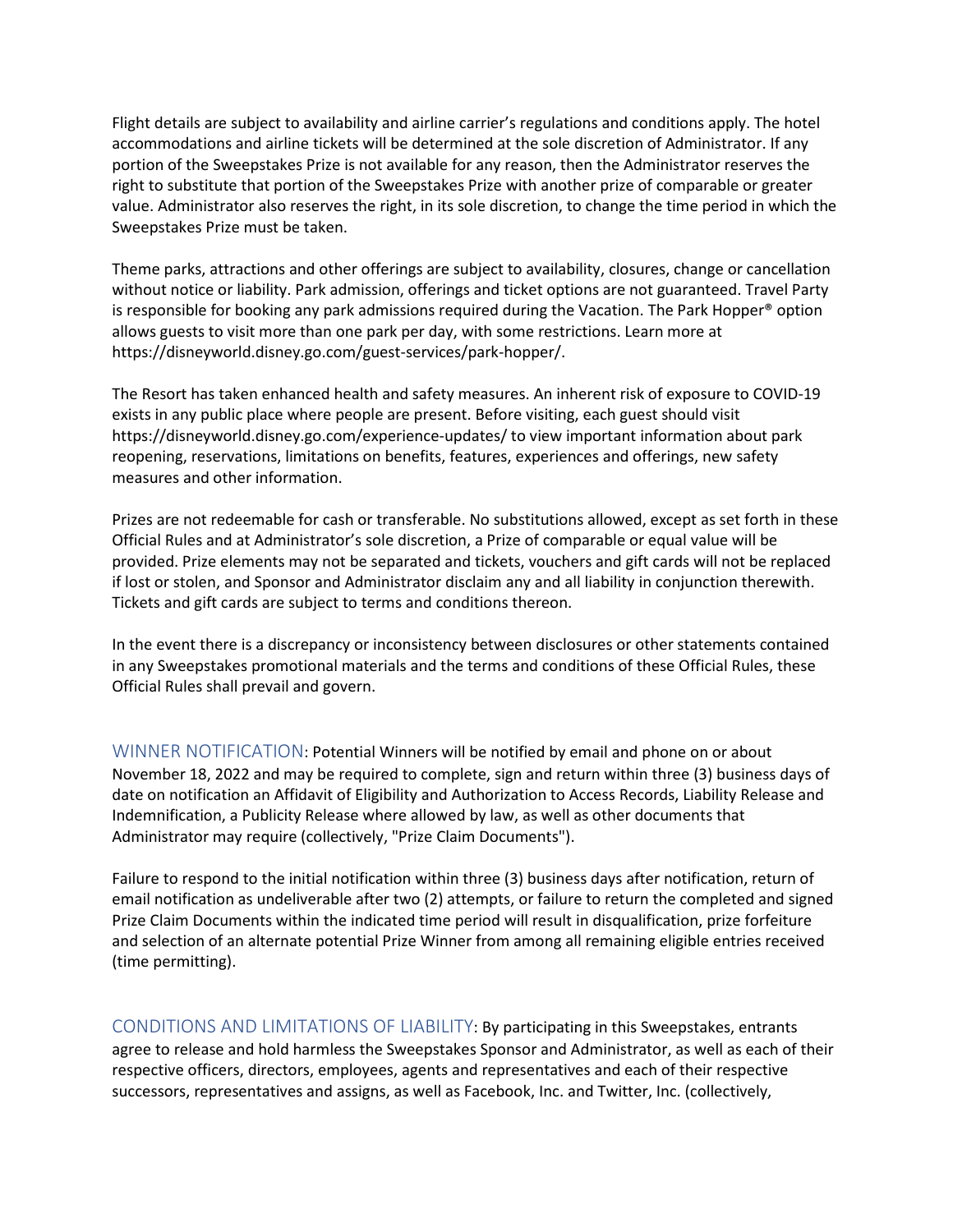Flight details are subject to availability and airline carrier's regulations and conditions apply. The hotel accommodations and airline tickets will be determined at the sole discretion of Administrator. If any portion of the Sweepstakes Prize is not available for any reason, then the Administrator reserves the right to substitute that portion of the Sweepstakes Prize with another prize of comparable or greater value. Administrator also reserves the right, in its sole discretion, to change the time period in which the Sweepstakes Prize must be taken.

Theme parks, attractions and other offerings are subject to availability, closures, change or cancellation without notice or liability. Park admission, offerings and ticket options are not guaranteed. Travel Party is responsible for booking any park admissions required during the Vacation. The Park Hopper® option allows guests to visit more than one park per day, with some restrictions. Learn more at https://disneyworld.disney.go.com/guest-services/park-hopper/.

The Resort has taken enhanced health and safety measures. An inherent risk of exposure to COVID-19 exists in any public place where people are present. Before visiting, each guest should visit https://disneyworld.disney.go.com/experience-updates/ to view important information about park reopening, reservations, limitations on benefits, features, experiences and offerings, new safety measures and other information.

Prizes are not redeemable for cash or transferable. No substitutions allowed, except as set forth in these Official Rules and at Administrator's sole discretion, a Prize of comparable or equal value will be provided. Prize elements may not be separated and tickets, vouchers and gift cards will not be replaced if lost or stolen, and Sponsor and Administrator disclaim any and all liability in conjunction therewith. Tickets and gift cards are subject to terms and conditions thereon.

In the event there is a discrepancy or inconsistency between disclosures or other statements contained in any Sweepstakes promotional materials and the terms and conditions of these Official Rules, these Official Rules shall prevail and govern.

## WINNER NOTIFICATION:

Potential Winners will be notified by email and phone on or about November 18, 2022 and may be required to complete, sign and return within three (3) business days of date on notification an Affidavit of Eligibility and Authorization to Access Records, Liability Release and Indemnification, a Publicity Release where allowed by law, as well as other documents that Administrator may require (collectively, "Prize Claim Documents").

Failure to respond to the initial notification within three (3) business days after notification, return of email notification as undeliverable after two (2) attempts, or failure to return the completed and signed Prize Claim Documents within the indicated time period will result in disqualification, prize forfeiture and selection of an alternate potential Prize Winner from among all remaining eligible entries received (time permitting).

## CONDITIONS AND LIMITATIONS OF LIABILITY:

By participating in this Sweepstakes, entrants agree to release and hold harmless the Sweepstakes Sponsor and Administrator, as well as each of their respective officers, directors, employees, agents and representatives and each of their respective successors, representatives and assigns, as well as Facebook, Inc. and Twitter, Inc. (collectively,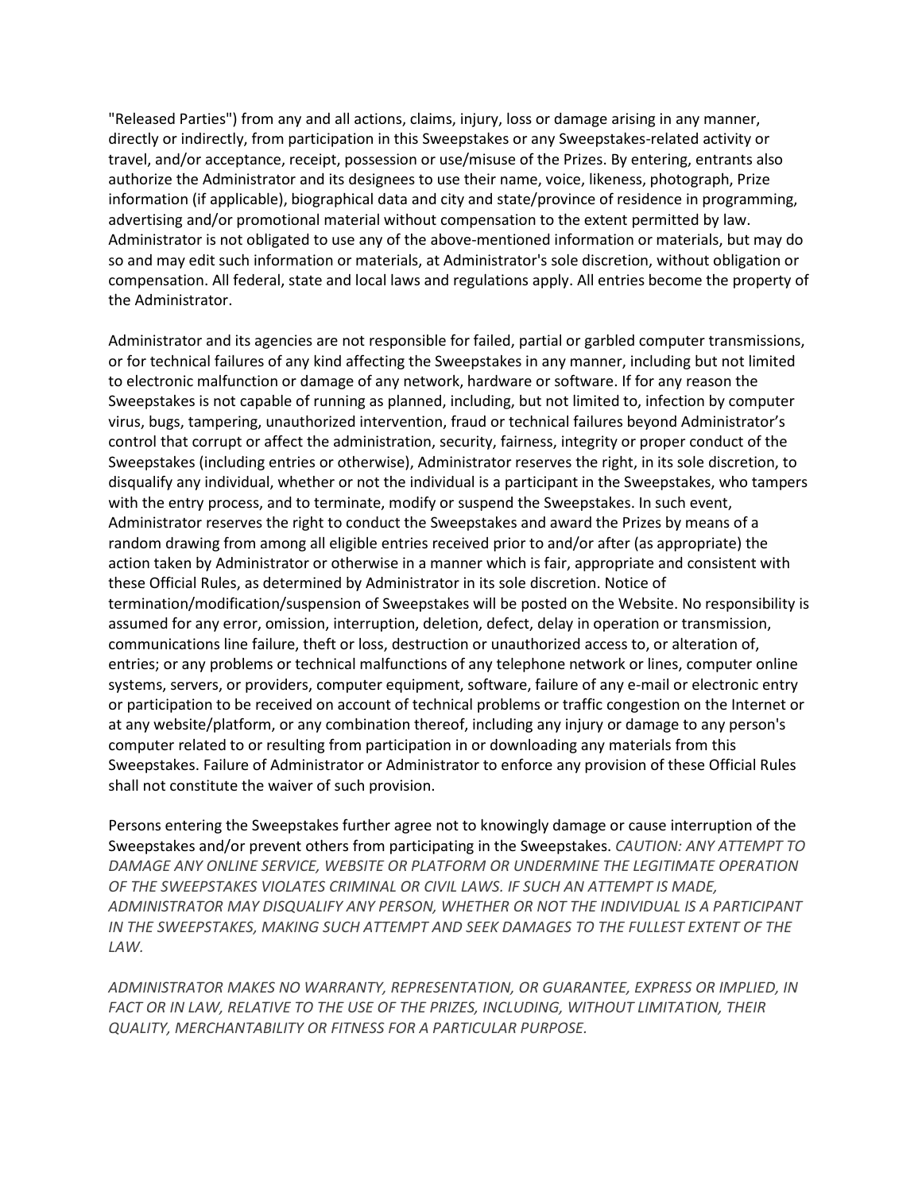"Released Parties") from any and all actions, claims, injury, loss or damage arising in any manner, directly or indirectly, from participation in this Sweepstakes or any Sweepstakes-related activity or travel, and/or acceptance, receipt, possession or use/misuse of the Prizes. By entering, entrants also authorize the Administrator and its designees to use their name, voice, likeness, photograph, Prize information (if applicable), biographical data and city and state/province of residence in programming, advertising and/or promotional material without compensation to the extent permitted by law. Administrator is not obligated to use any of the above-mentioned information or materials, but may do so and may edit such information or materials, at Administrator's sole discretion, without obligation or compensation. All federal, state and local laws and regulations apply. All entries become the property of the Administrator.

Administrator and its agencies are not responsible for failed, partial or garbled computer transmissions, or for technical failures of any kind affecting the Sweepstakes in any manner, including but not limited to electronic malfunction or damage of any network, hardware or software. If for any reason the Sweepstakes is not capable of running as planned, including, but not limited to, infection by computer virus, bugs, tampering, unauthorized intervention, fraud or technical failures beyond Administrator's control that corrupt or affect the administration, security, fairness, integrity or proper conduct of the Sweepstakes (including entries or otherwise), Administrator reserves the right, in its sole discretion, to disqualify any individual, whether or not the individual is a participant in the Sweepstakes, who tampers with the entry process, and to terminate, modify or suspend the Sweepstakes. In such event, Administrator reserves the right to conduct the Sweepstakes and award the Prizes by means of a random drawing from among all eligible entries received prior to and/or after (as appropriate) the action taken by Administrator or otherwise in a manner which is fair, appropriate and consistent with these Official Rules, as determined by Administrator in its sole discretion. Notice of termination/modification/suspension of Sweepstakes will be posted on the Website. No responsibility is assumed for any error, omission, interruption, deletion, defect, delay in operation or transmission, communications line failure, theft or loss, destruction or unauthorized access to, or alteration of, entries; or any problems or technical malfunctions of any telephone network or lines, computer online systems, servers, or providers, computer equipment, software, failure of any e-mail or electronic entry or participation to be received on account of technical problems or traffic congestion on the Internet or at any website/platform, or any combination thereof, including any injury or damage to any person's computer related to or resulting from participation in or downloading any materials from this Sweepstakes. Failure of Administrator or Administrator to enforce any provision of these Official Rules shall not constitute the waiver of such provision.

Persons entering the Sweepstakes further agree not to knowingly damage or cause interruption of the Sweepstakes and/or prevent others from participating in the Sweepstakes. *CAUTION: ANY ATTEMPT TO DAMAGE ANY ONLINE SERVICE, WEBSITE OR PLATFORM OR UNDERMINE THE LEGITIMATE OPERATION OF THE SWEEPSTAKES VIOLATES CRIMINAL OR CIVIL LAWS. IF SUCH AN ATTEMPT IS MADE, ADMINISTRATOR MAY DISQUALIFY ANY PERSON, WHETHER OR NOT THE INDIVIDUAL IS A PARTICIPANT IN THE SWEEPSTAKES, MAKING SUCH ATTEMPT AND SEEK DAMAGES TO THE FULLEST EXTENT OF THE LAW.*

*ADMINISTRATOR MAKES NO WARRANTY, REPRESENTATION, OR GUARANTEE, EXPRESS OR IMPLIED, IN FACT OR IN LAW, RELATIVE TO THE USE OF THE PRIZES, INCLUDING, WITHOUT LIMITATION, THEIR QUALITY, MERCHANTABILITY OR FITNESS FOR A PARTICULAR PURPOSE.*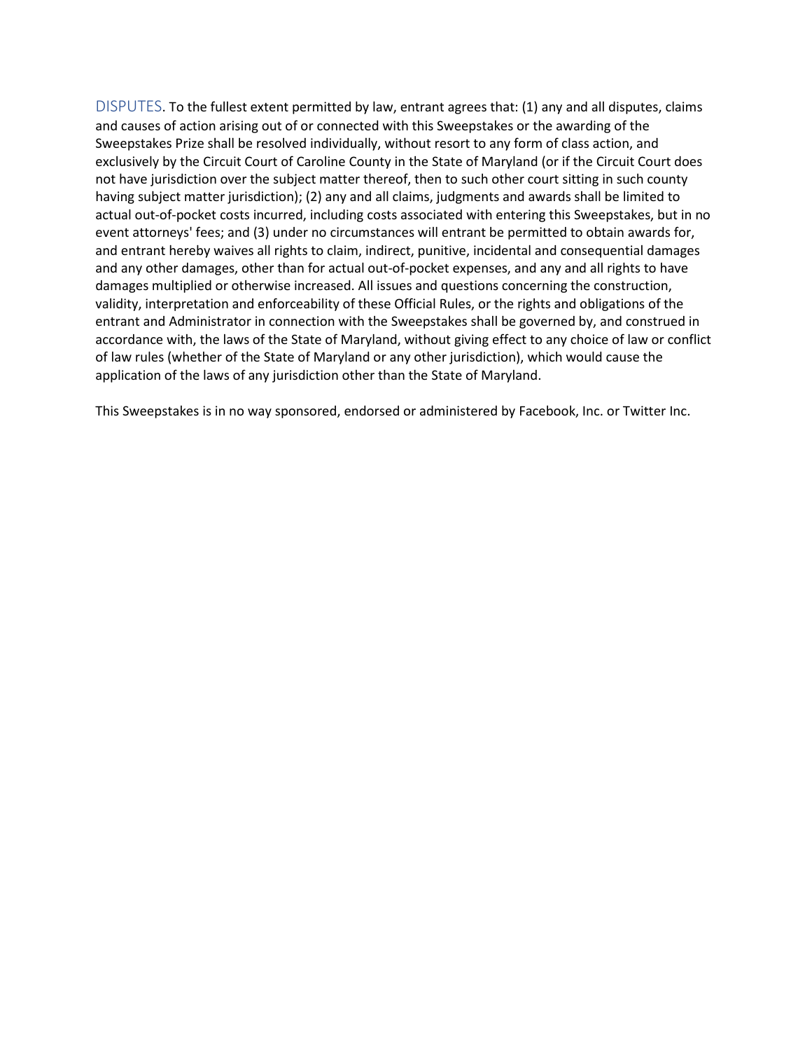DISPUTES. To the fullest extent permitted by law, entrant agrees that: (1) any and all disputes, claims and causes of action arising out of or connected with this Sweepstakes or the awarding of the Sweepstakes Prize shall be resolved individually, without resort to any form of class action, and exclusively by the Circuit Court of Caroline County in the State of Maryland (or if the Circuit Court does not have jurisdiction over the subject matter thereof, then to such other court sitting in such county having subject matter jurisdiction); (2) any and all claims, judgments and awards shall be limited to actual out-of-pocket costs incurred, including costs associated with entering this Sweepstakes, but in no event attorneys' fees; and (3) under no circumstances will entrant be permitted to obtain awards for, and entrant hereby waives all rights to claim, indirect, punitive, incidental and consequential damages and any other damages, other than for actual out-of-pocket expenses, and any and all rights to have damages multiplied or otherwise increased. All issues and questions concerning the construction, validity, interpretation and enforceability of these Official Rules, or the rights and obligations of the entrant and Administrator in connection with the Sweepstakes shall be governed by, and construed in accordance with, the laws of the State of Maryland, without giving effect to any choice of law or conflict of law rules (whether of the State of Maryland or any other jurisdiction), which would cause the application of the laws of any jurisdiction other than the State of Maryland.

This Sweepstakes is in no way sponsored, endorsed or administered by Facebook, Inc. or Twitter Inc.